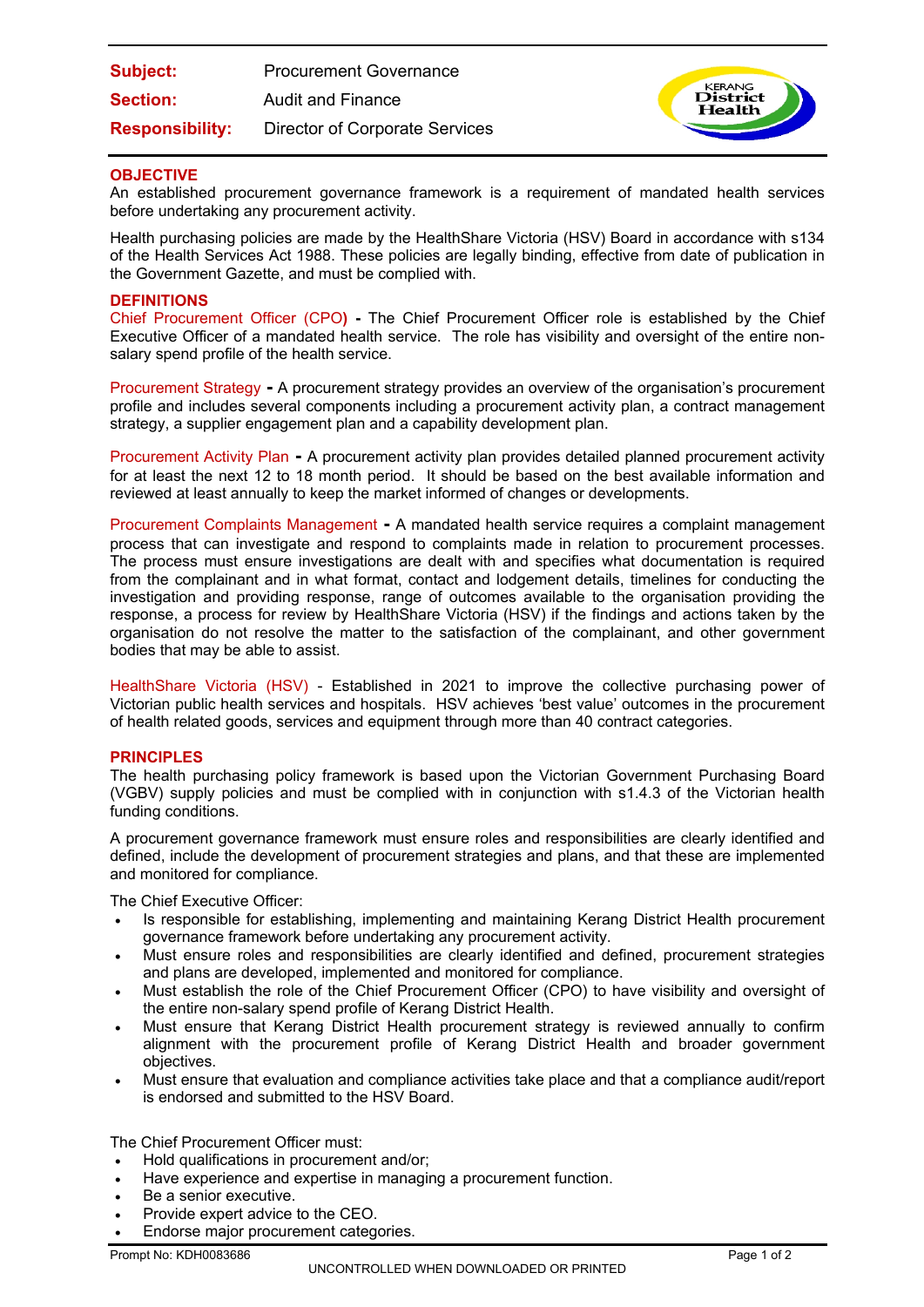| | |
|---|---|
| **Subject:** | Procurement Governance |
| **Section:** | Audit and Finance |
| **Responsibility:** | Director of Corporate Services |

## OBJECTIVE

An established procurement governance framework is a requirement of mandated health services before undertaking any procurement activity.

Health purchasing policies are made by the HealthShare Victoria (HSV) Board in accordance with s134 of the Health Services Act 1988. These policies are legally binding, effective from date of publication in the Government Gazette, and must be complied with.

## DEFINITIONS

Chief Procurement Officer (CPO) **-** The Chief Procurement Officer role is established by the Chief Executive Officer of a mandated health service. The role has visibility and oversight of the entire non-salary spend profile of the health service.

Procurement Strategy **-** A procurement strategy provides an overview of the organisation's procurement profile and includes several components including a procurement activity plan, a contract management strategy, a supplier engagement plan and a capability development plan.

Procurement Activity Plan **-** A procurement activity plan provides detailed planned procurement activity for at least the next 12 to 18 month period. It should be based on the best available information and reviewed at least annually to keep the market informed of changes or developments.

Procurement Complaints Management **-** A mandated health service requires a complaint management process that can investigate and respond to complaints made in relation to procurement processes. The process must ensure investigations are dealt with and specifies what documentation is required from the complainant and in what format, contact and lodgement details, timelines for conducting the investigation and providing response, range of outcomes available to the organisation providing the response, a process for review by HealthShare Victoria (HSV) if the findings and actions taken by the organisation do not resolve the matter to the satisfaction of the complainant, and other government bodies that may be able to assist.

HealthShare Victoria (HSV) - Established in 2021 to improve the collective purchasing power of Victorian public health services and hospitals. HSV achieves 'best value' outcomes in the procurement of health related goods, services and equipment through more than 40 contract categories.

## PRINCIPLES

The health purchasing policy framework is based upon the Victorian Government Purchasing Board (VGBV) supply policies and must be complied with in conjunction with s1.4.3 of the Victorian health funding conditions.

A procurement governance framework must ensure roles and responsibilities are clearly identified and defined, include the development of procurement strategies and plans, and that these are implemented and monitored for compliance.

The Chief Executive Officer:

- Is responsible for establishing, implementing and maintaining Kerang District Health procurement governance framework before undertaking any procurement activity.
- Must ensure roles and responsibilities are clearly identified and defined, procurement strategies and plans are developed, implemented and monitored for compliance.
- Must establish the role of the Chief Procurement Officer (CPO) to have visibility and oversight of the entire non-salary spend profile of Kerang District Health.
- Must ensure that Kerang District Health procurement strategy is reviewed annually to confirm alignment with the procurement profile of Kerang District Health and broader government objectives.
- Must ensure that evaluation and compliance activities take place and that a compliance audit/report is endorsed and submitted to the HSV Board.

The Chief Procurement Officer must:

- Hold qualifications in procurement and/or;
- Have experience and expertise in managing a procurement function.
- Be a senior executive.
- Provide expert advice to the CEO.
- Endorse major procurement categories.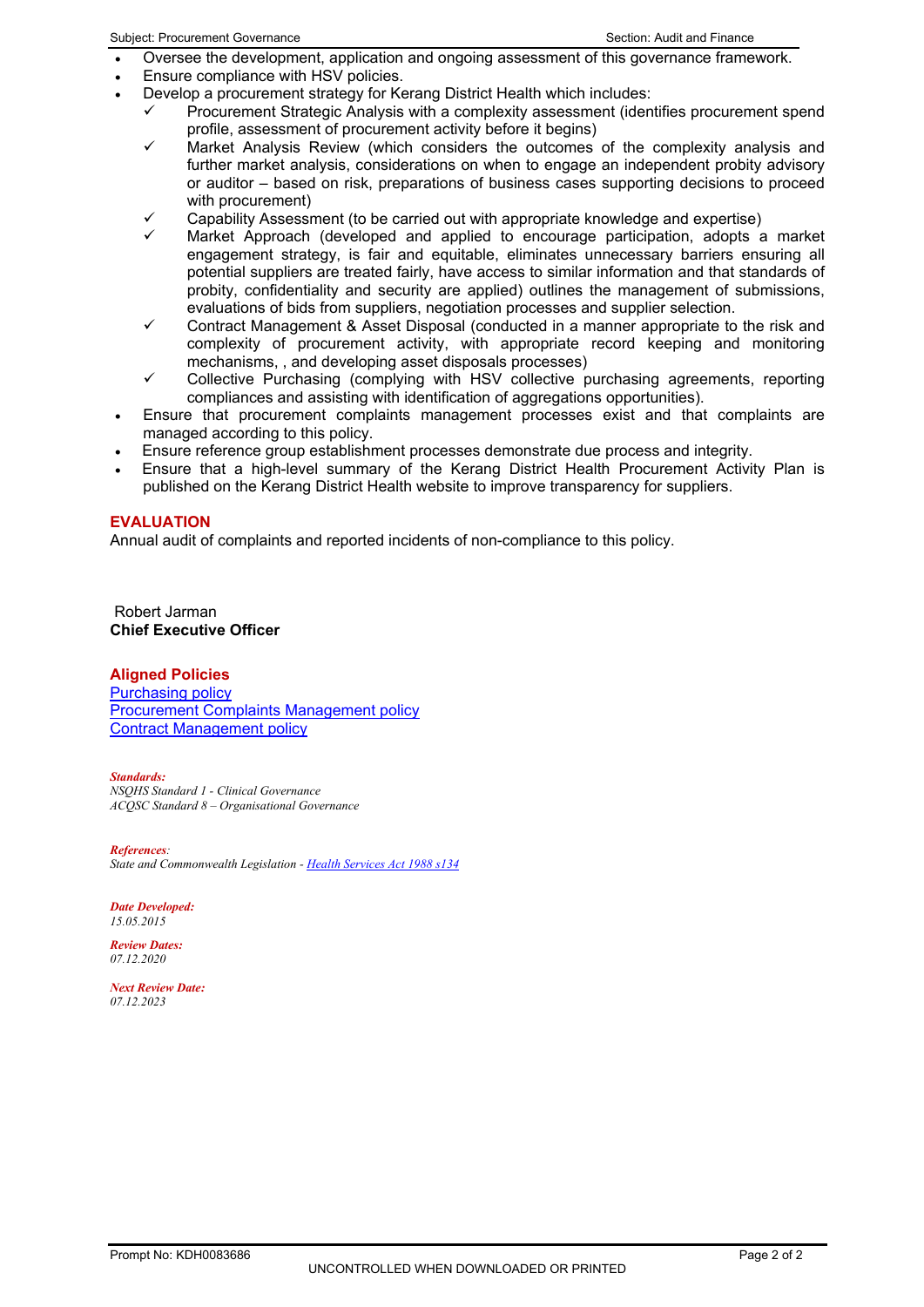- Oversee the development, application and ongoing assessment of this governance framework.
- Ensure compliance with HSV policies.
- Develop a procurement strategy for Kerang District Health which includes:
  - ✓ Procurement Strategic Analysis with a complexity assessment (identifies procurement spend profile, assessment of procurement activity before it begins)
  - ✓ Market Analysis Review (which considers the outcomes of the complexity analysis and further market analysis, considerations on when to engage an independent probity advisory or auditor – based on risk, preparations of business cases supporting decisions to proceed with procurement)
  - ✓ Capability Assessment (to be carried out with appropriate knowledge and expertise)
  - ✓ Market Approach (developed and applied to encourage participation, adopts a market engagement strategy, is fair and equitable, eliminates unnecessary barriers ensuring all potential suppliers are treated fairly, have access to similar information and that standards of probity, confidentiality and security are applied) outlines the management of submissions, evaluations of bids from suppliers, negotiation processes and supplier selection.
  - ✓ Contract Management & Asset Disposal (conducted in a manner appropriate to the risk and complexity of procurement activity, with appropriate record keeping and monitoring mechanisms, , and developing asset disposals processes)
  - ✓ Collective Purchasing (complying with HSV collective purchasing agreements, reporting compliances and assisting with identification of aggregations opportunities).
- Ensure that procurement complaints management processes exist and that complaints are managed according to this policy.
- Ensure reference group establishment processes demonstrate due process and integrity.
- Ensure that a high-level summary of the Kerang District Health Procurement Activity Plan is published on the Kerang District Health website to improve transparency for suppliers.

## EVALUATION

Annual audit of complaints and reported incidents of non-compliance to this policy.

Robert Jarman
**Chief Executive Officer**

## Aligned Policies

Purchasing policy
Procurement Complaints Management policy
Contract Management policy

***Standards:***
*NSQHS Standard 1 - Clinical Governance*
*ACQSC Standard 8 – Organisational Governance*

***References:***
*State and Commonwealth Legislation - Health Services Act 1988 s134*

***Date Developed:***
*15.05.2015*

***Review Dates:***
*07.12.2020*

***Next Review Date:***
*07.12.2023*

Prompt No: KDH0083686

UNCONTROLLED WHEN DOWNLOADED OR PRINTED